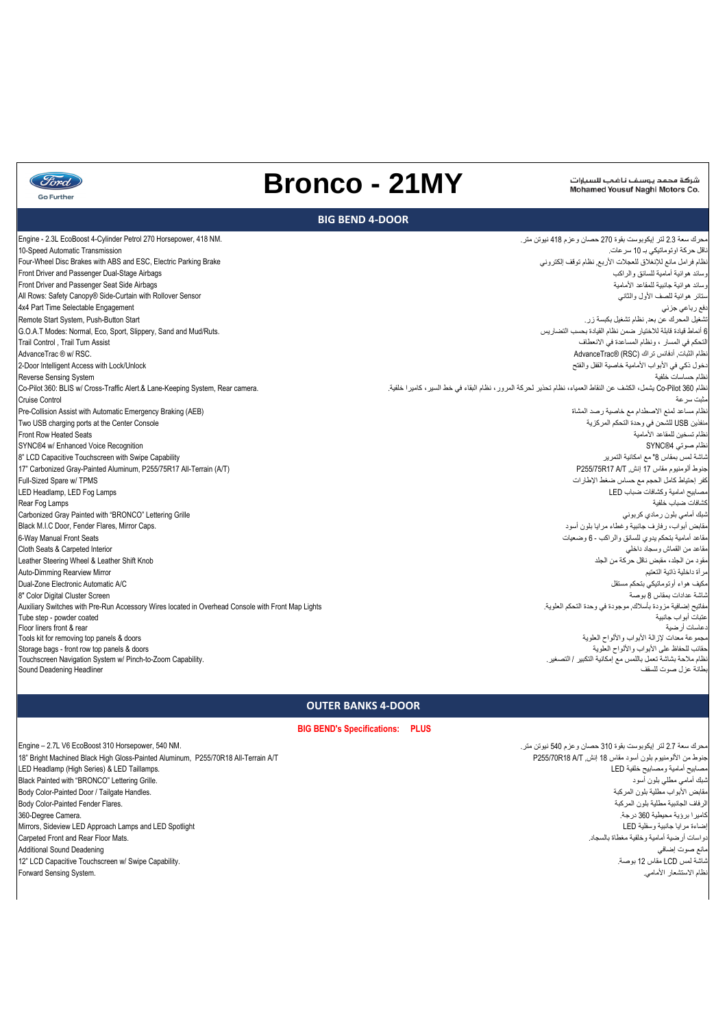Ford Go Further

# Bronco - 21MY

شركة محمد يوسف ناغي للسيارات
Mohamed Yousuf Naghi Motors Co.

## BIG BEND 4-DOOR

| English | العربية |
|---|---|
| Engine - 2.3L EcoBoost 4-Cylinder Petrol 270 Horsepower, 418 NM. | محرك سعة 2.3 لتر إيكوبوست بقوة 270 حصان و عزم 418 نيوتن متر. |
| 10-Speed Automatic Transmission | ناقل حركة اوتوماتيكي بـ 10 سرعات. |
| Four-Wheel Disc Brakes with ABS and ESC, Electric Parking Brake | نظام فرامل مانع للانغلاق للعجلات الأربع, نظام توقف إلكتروني |
| Front Driver and Passenger Dual-Stage Airbags | وسائد هوائية أمامية للسائق والراكب |
| Front Driver and Passenger Seat Side Airbags | وسائد هوائية جانبية للمقاعد الأمامية |
| All Rows: Safety Canopy® Side-Curtain with Rollover Sensor | ستائر هوائية للصف الأول والثاني |
| 4x4 Part Time Selectable Engagement | دفع رباعي جزئي |
| Remote Start System, Push-Button Start | تشغيل المحرك عن بعد, نظام تشغيل بكبسة زر. |
| G.O.A.T Modes: Normal, Eco, Sport, Slippery, Sand and Mud/Ruts. | 6 أنماط قيادة قابلة للاختيار ضمن نظام القيادة بحسب التضاريس |
| Trail Control , Trail Turn Assist | التحكم في المسار ، ونظام المساعدة في الانعطاف |
| AdvanceTrac ® w/ RSC. | نظام الثبات أدفانس تراك (RSC) AdvanceTrac® |
| 2-Door Intelligent Access with Lock/Unlock | دخول ذكي في الأبواب الأمامية خاصية القفل والفتح |
| Reverse Sensing System | نظام حساسات خلفية |
| Co-Pilot 360: BLIS w/ Cross-Traffic Alert.& Lane-Keeping System, Rear camera. | نظام Co-Pilot 360 يشمل، الكشف عن النقاط العمياء، نظام تحذير لحركة المرور، نظام البقاء في خط السير، كاميرا خلفية. |
| Cruise Control | مثبت سرعة |
| Pre-Collision Assist with Automatic Emergency Braking (AEB) | نظام مساعد لمنع الاصطدام مع خاصية رصد المشاة |
| Two USB charging ports at the Center Console | منفذين USB للشحن في وحدة التحكم المركزية |
| Front Row Heated Seats | نظام تسخين للمقاعد الأمامية |
| SYNC®4 w/ Enhanced Voice Recognition | نظام صوتي SYNC®4 |
| 8" LCD Capacitive Touchscreen with Swipe Capability | شاشة لمس بمقاس "8 مع امكانية التمرير |
| 17" Carbonized Gray-Painted Aluminum, P255/75R17 All-Terrain (A/T) | جنوط ألومنيوم مقاس 17 إنش, P255/75R17 A/T |
| Full-Sized Spare w/ TPMS | كفر إحتياط كامل الحجم مع حساس ضغط الإطارات |
| LED Headlamp, LED Fog Lamps | مصابيح امامية وكشافات ضباب LED |
| Rear Fog Lamps | كشافات ضباب خلفية |
| Carbonized Gray Painted with "BRONCO" Lettering Grille | شبك أمامي بلون رمادي كربوني |
| Black M.I.C Door, Fender Flares, Mirror Caps. | مقابض أبواب، رفارف جانبية وغطاء مرايا بلون أسود |
| 6-Way Manual Front Seats | مقاعد أمامية بتحكم يدوي للسائق والراكب - 6 وضعيات |
| Cloth Seats & Carpeted Interior | مقاعد من القماش وسجاد داخلي |
| Leather Steering Wheel & Leather Shift Knob | مقود من الجلد، مقبض ناقل حركة من الجلد |
| Auto-Dimming Rearview Mirror | مرآة داخلية ذاتية التعتيم |
| Dual-Zone Electronic Automatic A/C | مكيف هواء أوتوماتيكي بتحكم مستقل |
| 8" Color Digital Cluster Screen | شاشة عدادات بمقاس 8 بوصة |
| Auxiliary Switches with Pre-Run Accessory Wires located in Overhead Console with Front Map Lights | مفاتيح إضافية مزودة بأسلاك موجودة في وحدة التحكم العلوية. |
| Tube step - powder coated | عتبات أبواب جانبية |
| Floor liners front & rear | دعاسات أرضية |
| Tools kit for removing top panels & doors | مجموعة معدات لإزالة الأبواب والألواح العلوية |
| Storage bags - front row top panels & doors | حقائب للحفاظ على الأبواب والألواح العلوية |
| Touchscreen Navigation System w/ Pinch-to-Zoom Capability. | نظام ملاحة بشاشة تعمل باللمس مع إمكانية التكبير / التصغير. |
| Sound Deadening Headliner | بطانة عزل صوت للسقف |

## OUTER BANKS 4-DOOR

**BIG BEND's Specifications: PLUS**

| English | العربية |
|---|---|
| Engine – 2.7L V6 EcoBoost 310 Horsepower, 540 NM. | محرك سعة 2.7 لتر إيكوبوست بقوة 310 حصان و عزم 540 نيوتن متر. |
| 18" Bright Machined Black High Gloss-Painted Aluminum, P255/70R18 All-Terrain A/T | جنوط من الألومنيوم بلون أسود مقاس 18 إنش, P255/70R18 A/T |
| LED Headlamp (High Series) & LED Taillamps. | مصابيح أمامية ومصابيح خلفية LED |
| Black Painted with "BRONCO" Lettering Grille. | شبك أمامي مطلي بلون أسود |
| Body Color-Painted Door / Tailgate Handles. | مقابض الأبواب مطلية بلون المركبة |
| Body Color-Painted Fender Flares. | الرفاف الجانبية مطلية بلون المركبة |
| 360-Degree Camera. | كاميرا برؤية محيطية 360 درجة. |
| Mirrors, Sideview LED Approach Lamps and LED Spotlight | إضاءة مرايا جانبية وسفلية LED |
| Carpeted Front and Rear Floor Mats. | دواسات أرضية أمامية وخلفية مغطاة بالسجاد. |
| Additional Sound Deadening | مانع صوت إضافي |
| 12" LCD Capacitive Touchscreen w/ Swipe Capability. | شاشة لمس LCD مقاس 12 بوصة. |
| Forward Sensing System. | نظام الاستشعار الأمامي. |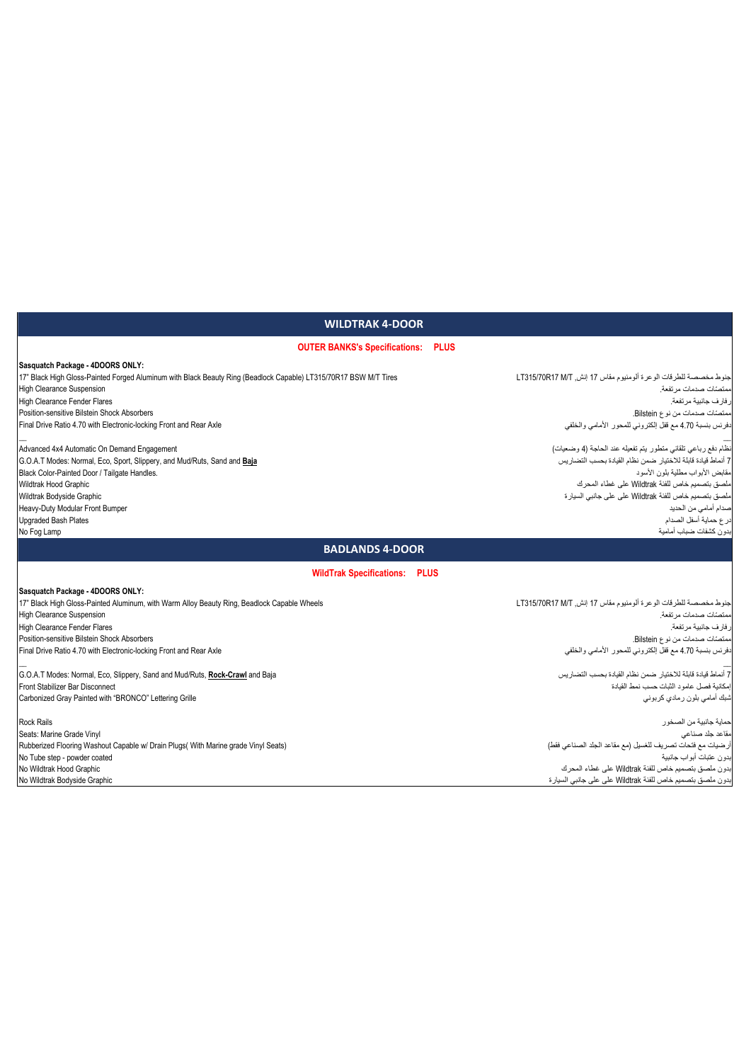## WILDTRAK 4-DOOR

**OUTER BANKS's Specifications: PLUS**

| | |
|---|---|
| **Sasquatch Package - 4DOORS ONLY:** | |
| 17" Black High Gloss-Painted Forged Aluminum with Black Beauty Ring (Beadlock Capable) LT315/70R17 BSW M/T Tires | جنوط مخصصة للطرقات الوعرة ألومنيوم مقاس 17 إنش, LT315/70R17 M/T |
| High Clearance Suspension | ممتصات صدمات مرتفعة. |
| High Clearance Fender Flares | رفارف جانبية مرتفعة. |
| Position-sensitive Bilstein Shock Absorbers | ممتصات صدمات من نوع Bilstein. |
| Final Drive Ratio 4.70 with Electronic-locking Front and Rear Axle | دفرنس بنسبة 4.70 مع قفل إلكتروني للمحور الأمامي والخلفي |
| — | — |
| Advanced 4x4 Automatic On Demand Engagement | نظام دفع رباعي تلقائي متطور يتم تفعيله عند الحاجة (4 وضعيات) |
| G.O.A.T Modes: Normal, Eco, Sport, Slippery, and Mud/Ruts, Sand and **Baja** | 7 أنماط قيادة قابلة للاختيار ضمن نظام القيادة بحسب التضاريس |
| Black Color-Painted Door / Tailgate Handles. | مقابض الأبواب مطلية بلون الأسود |
| Wildtrak Hood Graphic | ملصق بتصميم خاص للفئة Wildtrak على غطاء المحرك |
| Wildtrak Bodyside Graphic | ملصق بتصميم خاص للفئة Wildtrak على على جانبي السيارة |
| Heavy-Duty Modular Front Bumper | صدام أمامي من الحديد |
| Upgraded Bash Plates | درع حماية أسفل الصدام |
| No Fog Lamp | بدون كشافات ضباب أمامية |

## BADLANDS 4-DOOR

**WildTrak Specifications: PLUS**

| | |
|---|---|
| **Sasquatch Package - 4DOORS ONLY:** | |
| 17" Black High Gloss-Painted Aluminum, with Warm Alloy Beauty Ring, Beadlock Capable Wheels | جنوط مخصصة للطرقات الوعرة ألومنيوم مقاس 17 إنش, LT315/70R17 M/T |
| High Clearance Suspension | ممتصات صدمات مرتفعة. |
| High Clearance Fender Flares | رفارف جانبية مرتفعة. |
| Position-sensitive Bilstein Shock Absorbers | ممتصات صدمات من نوع Bilstein. |
| Final Drive Ratio 4.70 with Electronic-locking Front and Rear Axle | دفرنس بنسبة 4.70 مع قفل إلكتروني للمحور الأمامي والخلفي |
| — | — |
| G.O.A.T Modes: Normal, Eco, Slippery, Sand and Mud/Ruts, **Rock-Crawl** and Baja | 7 أنماط قيادة قابلة للاختيار ضمن نظام القيادة بحسب التضاريس |
| Front Stabilizer Bar Disconnect | إمكانية فصل عامود الثبات حسب نمط القيادة |
| Carbonized Gray Painted with "BRONCO" Lettering Grille | شبك أمامي بلون رمادي كربوني |
| | |
| Rock Rails | حماية جانبية من الصخور |
| Seats: Marine Grade Vinyl | مقاعد جلد صناعي |
| Rubberized Flooring Washout Capable w/ Drain Plugs( With Marine grade Vinyl Seats) | أرضيات مع فتحات تصريف للغسيل (مع مقاعد الجلد الصناعي فقط) |
| No Tube step - powder coated | بدون عتبات أبواب جانبية |
| No Wildtrak Hood Graphic | بدون ملصق بتصميم خاص للفئة Wildtrak على غطاء المحرك |
| No Wildtrak Bodyside Graphic | بدون ملصق بتصميم خاص للفئة Wildtrak على على جانبي السيارة |